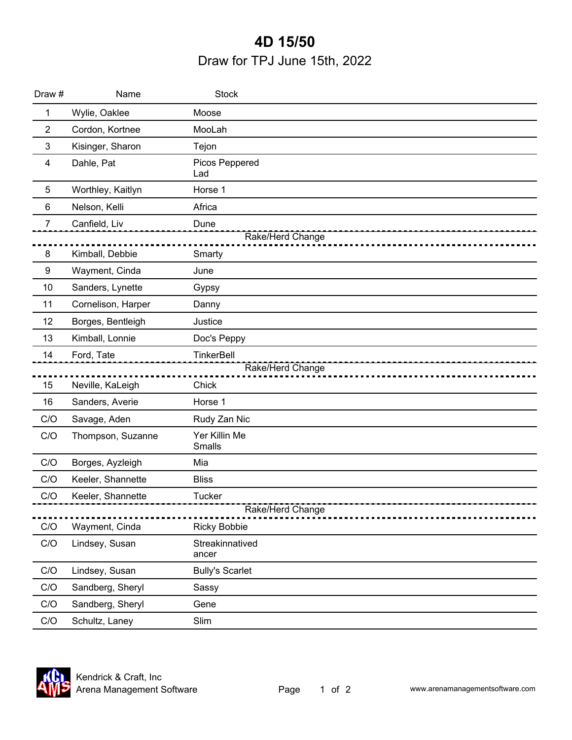# 4D 15/50

## Draw for TPJ June 15th, 2022

| Draw # | Name | Stock |
|---|---|---|
| 1 | Wylie, Oaklee | Moose |
| 2 | Cordon, Kortnee | MooLah |
| 3 | Kisinger, Sharon | Tejon |
| 4 | Dahle, Pat | Picos Peppered Lad |
| 5 | Worthley, Kaitlyn | Horse 1 |
| 6 | Nelson, Kelli | Africa |
| 7 | Canfield, Liv | Dune |
| | Rake/Herd Change | |
| 8 | Kimball, Debbie | Smarty |
| 9 | Wayment, Cinda | June |
| 10 | Sanders, Lynette | Gypsy |
| 11 | Cornelison, Harper | Danny |
| 12 | Borges, Bentleigh | Justice |
| 13 | Kimball, Lonnie | Doc's Peppy |
| 14 | Ford, Tate | TinkerBell |
| | Rake/Herd Change | |
| 15 | Neville, KaLeigh | Chick |
| 16 | Sanders, Averie | Horse 1 |
| C/O | Savage, Aden | Rudy Zan Nic |
| C/O | Thompson, Suzanne | Yer Killin Me Smalls |
| C/O | Borges, Ayzleigh | Mia |
| C/O | Keeler, Shannette | Bliss |
| C/O | Keeler, Shannette | Tucker |
| | Rake/Herd Change | |
| C/O | Wayment, Cinda | Ricky Bobbie |
| C/O | Lindsey, Susan | Streakinnatived ancer |
| C/O | Lindsey, Susan | Bully's Scarlet |
| C/O | Sandberg, Sheryl | Sassy |
| C/O | Sandberg, Sheryl | Gene |
| C/O | Schultz, Laney | Slim |

Kendrick & Craft, Inc
Arena Management Software

www.arenamanagementsoftware.com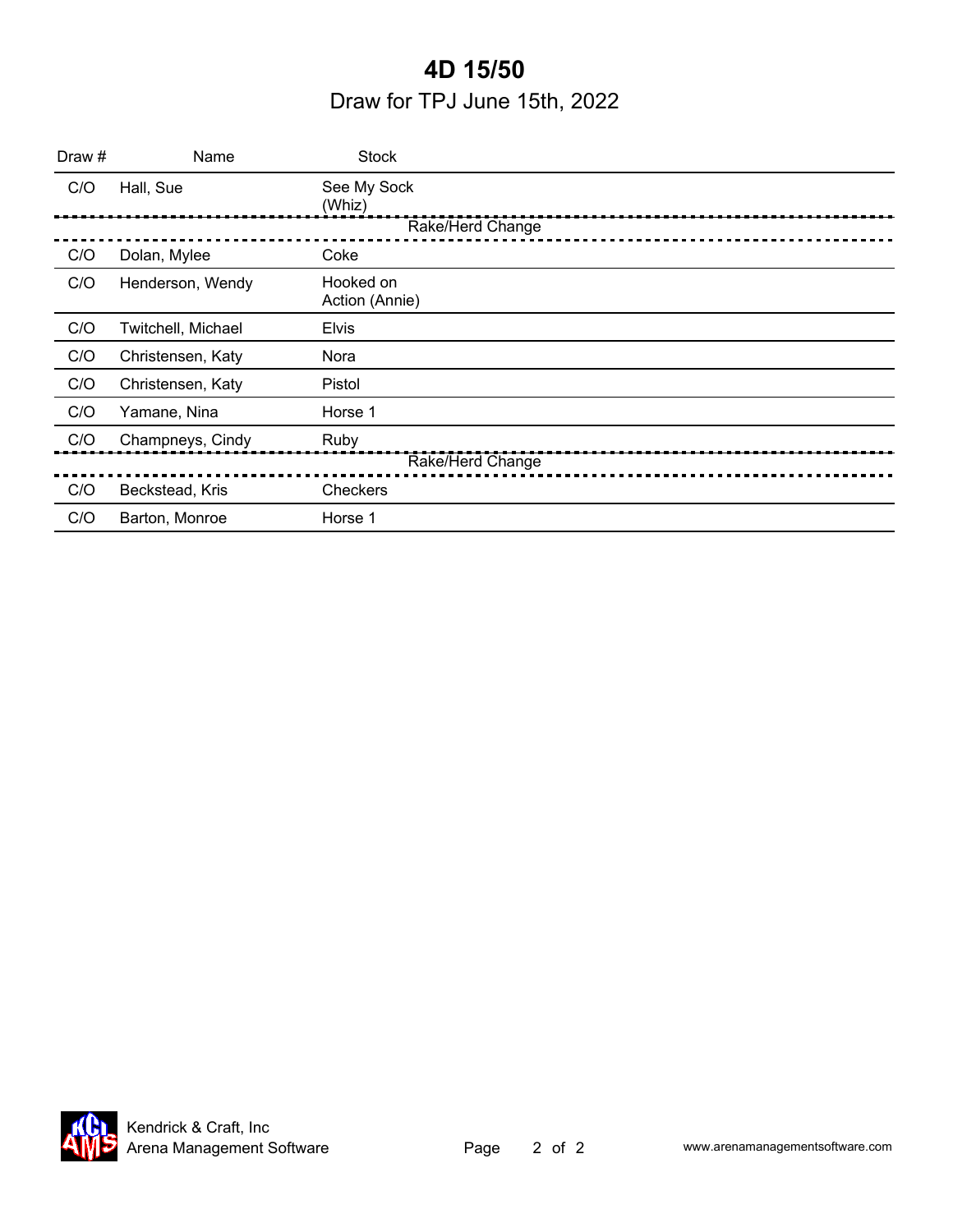# 4D 15/50

## Draw for TPJ June 15th, 2022

| Draw # | Name | Stock |
|---|---|---|
| C/O | Hall, Sue | See My Sock (Whiz) |
| | | Rake/Herd Change |
| C/O | Dolan, Mylee | Coke |
| C/O | Henderson, Wendy | Hooked on Action (Annie) |
| C/O | Twitchell, Michael | Elvis |
| C/O | Christensen, Katy | Nora |
| C/O | Christensen, Katy | Pistol |
| C/O | Yamane, Nina | Horse 1 |
| C/O | Champneys, Cindy | Ruby |
| | | Rake/Herd Change |
| C/O | Beckstead, Kris | Checkers |
| C/O | Barton, Monroe | Horse 1 |

Kendrick & Craft, Inc
Arena Management Software

www.arenamanagementsoftware.com